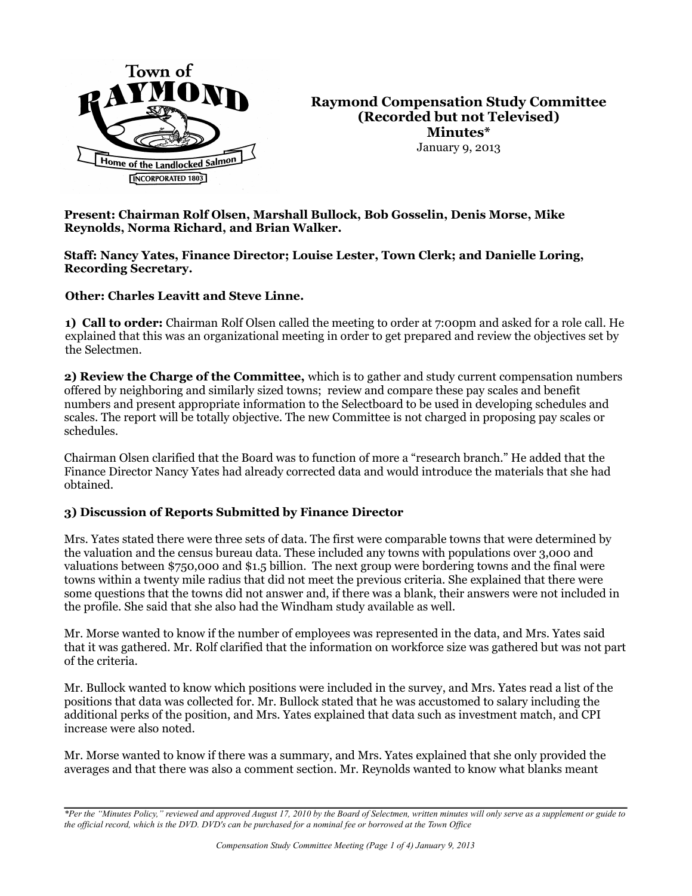# Raymond Compensation Study Committee (Recorded but not Televised) Minutes*

January 9, 2013

**Present: Chairman Rolf Olsen, Marshall Bullock, Bob Gosselin, Denis Morse, Mike Reynolds, Norma Richard, and Brian Walker.**

**Staff: Nancy Yates, Finance Director; Louise Lester, Town Clerk; and Danielle Loring, Recording Secretary.**

**Other: Charles Leavitt and Steve Linne.**

**1) Call to order:** Chairman Rolf Olsen called the meeting to order at 7:00pm and asked for a role call. He explained that this was an organizational meeting in order to get prepared and review the objectives set by the Selectmen.

**2) Review the Charge of the Committee,** which is to gather and study current compensation numbers offered by neighboring and similarly sized towns; review and compare these pay scales and benefit numbers and present appropriate information to the Selectboard to be used in developing schedules and scales. The report will be totally objective. The new Committee is not charged in proposing pay scales or schedules.

Chairman Olsen clarified that the Board was to function of more a "research branch." He added that the Finance Director Nancy Yates had already corrected data and would introduce the materials that she had obtained.

**3) Discussion of Reports Submitted by Finance Director**

Mrs. Yates stated there were three sets of data. The first were comparable towns that were determined by the valuation and the census bureau data. These included any towns with populations over 3,000 and valuations between $750,000 and $1.5 billion. The next group were bordering towns and the final were towns within a twenty mile radius that did not meet the previous criteria. She explained that there were some questions that the towns did not answer and, if there was a blank, their answers were not included in the profile. She said that she also had the Windham study available as well.

Mr. Morse wanted to know if the number of employees was represented in the data, and Mrs. Yates said that it was gathered. Mr. Rolf clarified that the information on workforce size was gathered but was not part of the criteria.

Mr. Bullock wanted to know which positions were included in the survey, and Mrs. Yates read a list of the positions that data was collected for. Mr. Bullock stated that he was accustomed to salary including the additional perks of the position, and Mrs. Yates explained that data such as investment match, and CPI increase were also noted.

Mr. Morse wanted to know if there was a summary, and Mrs. Yates explained that she only provided the averages and that there was also a comment section. Mr. Reynolds wanted to know what blanks meant

*\*Per the "Minutes Policy," reviewed and approved August 17, 2010 by the Board of Selectmen, written minutes will only serve as a supplement or guide to the official record, which is the DVD. DVD's can be purchased for a nominal fee or borrowed at the Town Office*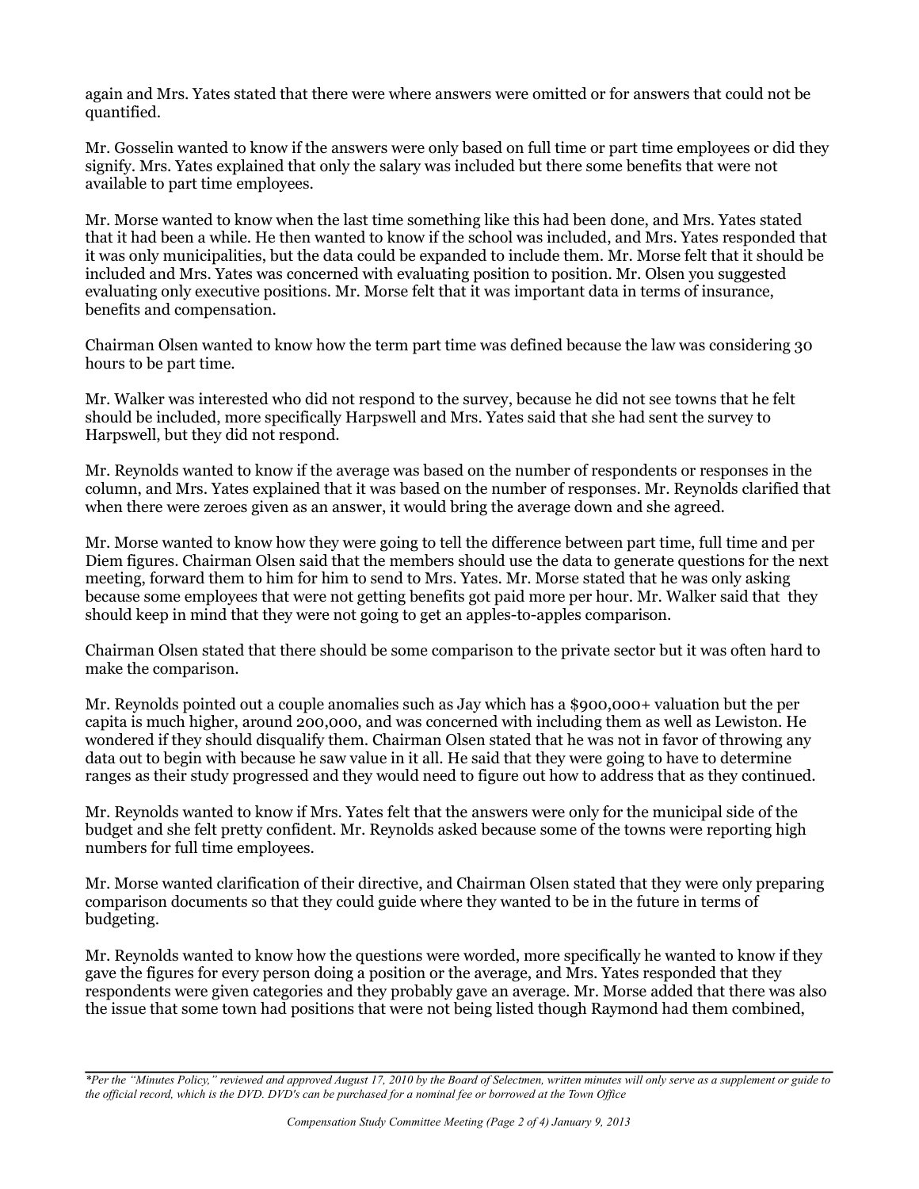again and Mrs. Yates stated that there were where answers were omitted or for answers that could not be quantified.

Mr. Gosselin wanted to know if the answers were only based on full time or part time employees or did they signify. Mrs. Yates explained that only the salary was included but there some benefits that were not available to part time employees.

Mr. Morse wanted to know when the last time something like this had been done, and Mrs. Yates stated that it had been a while. He then wanted to know if the school was included, and Mrs. Yates responded that it was only municipalities, but the data could be expanded to include them. Mr. Morse felt that it should be included and Mrs. Yates was concerned with evaluating position to position. Mr. Olsen you suggested evaluating only executive positions. Mr. Morse felt that it was important data in terms of insurance, benefits and compensation.

Chairman Olsen wanted to know how the term part time was defined because the law was considering 30 hours to be part time.

Mr. Walker was interested who did not respond to the survey, because he did not see towns that he felt should be included, more specifically Harpswell and Mrs. Yates said that she had sent the survey to Harpswell, but they did not respond.

Mr. Reynolds wanted to know if the average was based on the number of respondents or responses in the column, and Mrs. Yates explained that it was based on the number of responses. Mr. Reynolds clarified that when there were zeroes given as an answer, it would bring the average down and she agreed.

Mr. Morse wanted to know how they were going to tell the difference between part time, full time and per Diem figures. Chairman Olsen said that the members should use the data to generate questions for the next meeting, forward them to him for him to send to Mrs. Yates. Mr. Morse stated that he was only asking because some employees that were not getting benefits got paid more per hour. Mr. Walker said that they should keep in mind that they were not going to get an apples-to-apples comparison.

Chairman Olsen stated that there should be some comparison to the private sector but it was often hard to make the comparison.

Mr. Reynolds pointed out a couple anomalies such as Jay which has a $900,000+ valuation but the per capita is much higher, around 200,000, and was concerned with including them as well as Lewiston. He wondered if they should disqualify them. Chairman Olsen stated that he was not in favor of throwing any data out to begin with because he saw value in it all. He said that they were going to have to determine ranges as their study progressed and they would need to figure out how to address that as they continued.

Mr. Reynolds wanted to know if Mrs. Yates felt that the answers were only for the municipal side of the budget and she felt pretty confident. Mr. Reynolds asked because some of the towns were reporting high numbers for full time employees.

Mr. Morse wanted clarification of their directive, and Chairman Olsen stated that they were only preparing comparison documents so that they could guide where they wanted to be in the future in terms of budgeting.

Mr. Reynolds wanted to know how the questions were worded, more specifically he wanted to know if they gave the figures for every person doing a position or the average, and Mrs. Yates responded that they respondents were given categories and they probably gave an average. Mr. Morse added that there was also the issue that some town had positions that were not being listed though Raymond had them combined,

*Per the "Minutes Policy," reviewed and approved August 17, 2010 by the Board of Selectmen, written minutes will only serve as a supplement or guide to the official record, which is the DVD. DVD's can be purchased for a nominal fee or borrowed at the Town Office*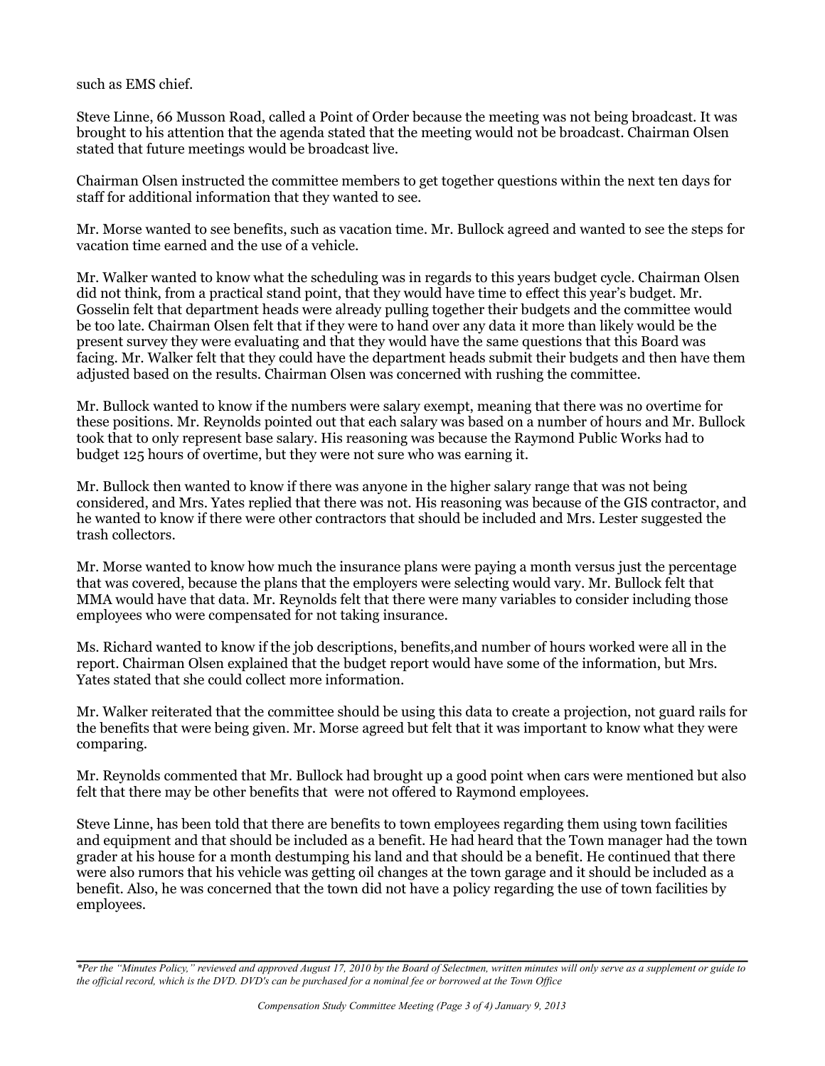such as EMS chief.

Steve Linne, 66 Musson Road, called a Point of Order because the meeting was not being broadcast. It was brought to his attention that the agenda stated that the meeting would not be broadcast. Chairman Olsen stated that future meetings would be broadcast live.

Chairman Olsen instructed the committee members to get together questions within the next ten days for staff for additional information that they wanted to see.

Mr. Morse wanted to see benefits, such as vacation time. Mr. Bullock agreed and wanted to see the steps for vacation time earned and the use of a vehicle.

Mr. Walker wanted to know what the scheduling was in regards to this years budget cycle. Chairman Olsen did not think, from a practical stand point, that they would have time to effect this year's budget. Mr. Gosselin felt that department heads were already pulling together their budgets and the committee would be too late. Chairman Olsen felt that if they were to hand over any data it more than likely would be the present survey they were evaluating and that they would have the same questions that this Board was facing. Mr. Walker felt that they could have the department heads submit their budgets and then have them adjusted based on the results. Chairman Olsen was concerned with rushing the committee.

Mr. Bullock wanted to know if the numbers were salary exempt, meaning that there was no overtime for these positions. Mr. Reynolds pointed out that each salary was based on a number of hours and Mr. Bullock took that to only represent base salary. His reasoning was because the Raymond Public Works had to budget 125 hours of overtime, but they were not sure who was earning it.

Mr. Bullock then wanted to know if there was anyone in the higher salary range that was not being considered, and Mrs. Yates replied that there was not. His reasoning was because of the GIS contractor, and he wanted to know if there were other contractors that should be included and Mrs. Lester suggested the trash collectors.

Mr. Morse wanted to know how much the insurance plans were paying a month versus just the percentage that was covered, because the plans that the employers were selecting would vary. Mr. Bullock felt that MMA would have that data. Mr. Reynolds felt that there were many variables to consider including those employees who were compensated for not taking insurance.

Ms. Richard wanted to know if the job descriptions, benefits,and number of hours worked were all in the report. Chairman Olsen explained that the budget report would have some of the information, but Mrs. Yates stated that she could collect more information.

Mr. Walker reiterated that the committee should be using this data to create a projection, not guard rails for the benefits that were being given. Mr. Morse agreed but felt that it was important to know what they were comparing.

Mr. Reynolds commented that Mr. Bullock had brought up a good point when cars were mentioned but also felt that there may be other benefits that were not offered to Raymond employees.

Steve Linne, has been told that there are benefits to town employees regarding them using town facilities and equipment and that should be included as a benefit. He had heard that the Town manager had the town grader at his house for a month destumping his land and that should be a benefit. He continued that there were also rumors that his vehicle was getting oil changes at the town garage and it should be included as a benefit. Also, he was concerned that the town did not have a policy regarding the use of town facilities by employees.

*\*Per the "Minutes Policy," reviewed and approved August 17, 2010 by the Board of Selectmen, written minutes will only serve as a supplement or guide to the official record, which is the DVD. DVD's can be purchased for a nominal fee or borrowed at the Town Office*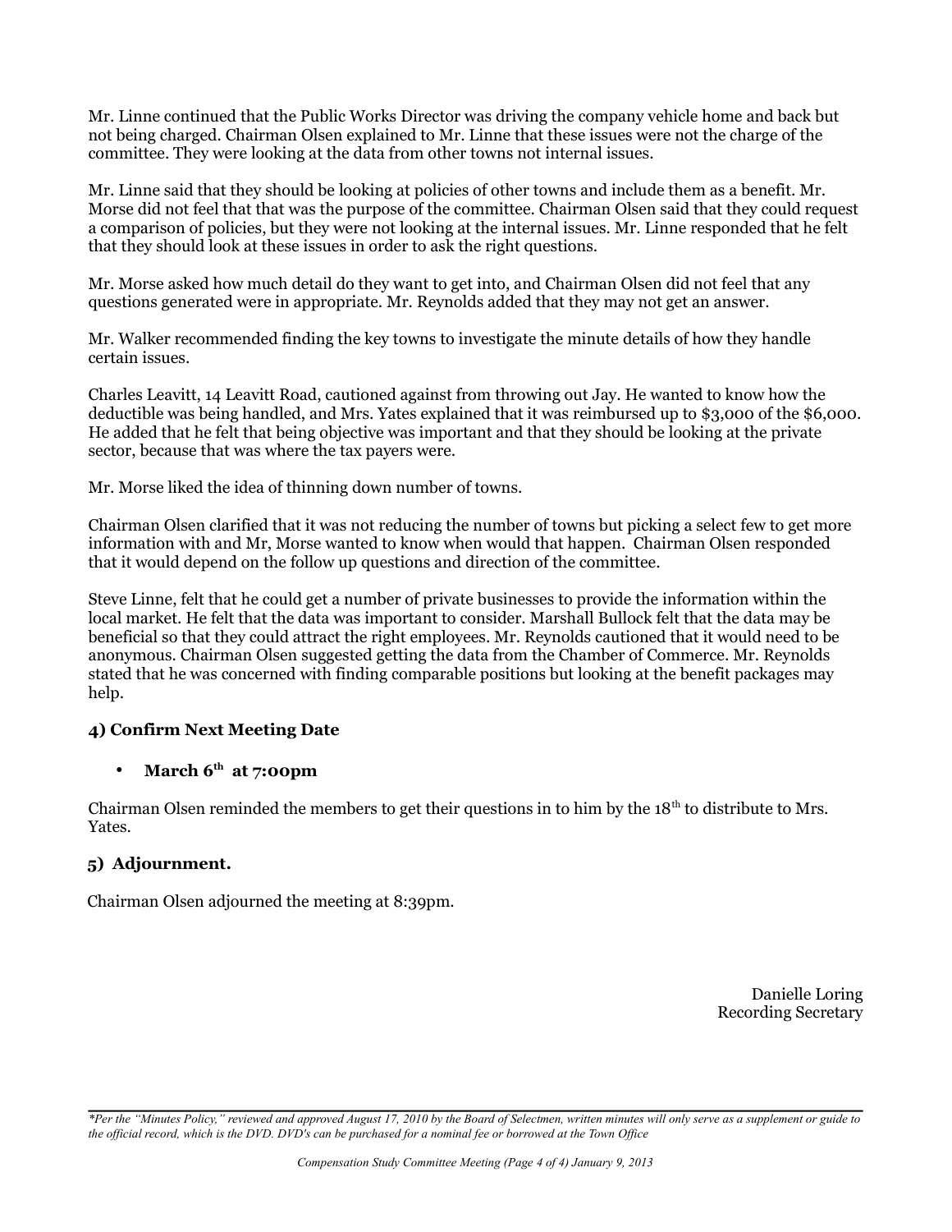Mr. Linne continued that the Public Works Director was driving the company vehicle home and back but not being charged. Chairman Olsen explained to Mr. Linne that these issues were not the charge of the committee. They were looking at the data from other towns not internal issues.

Mr. Linne said that they should be looking at policies of other towns and include them as a benefit. Mr. Morse did not feel that that was the purpose of the committee. Chairman Olsen said that they could request a comparison of policies, but they were not looking at the internal issues. Mr. Linne responded that he felt that they should look at these issues in order to ask the right questions.

Mr. Morse asked how much detail do they want to get into, and Chairman Olsen did not feel that any questions generated were in appropriate. Mr. Reynolds added that they may not get an answer.

Mr. Walker recommended finding the key towns to investigate the minute details of how they handle certain issues.

Charles Leavitt, 14 Leavitt Road, cautioned against from throwing out Jay. He wanted to know how the deductible was being handled, and Mrs. Yates explained that it was reimbursed up to $3,000 of the $6,000. He added that he felt that being objective was important and that they should be looking at the private sector, because that was where the tax payers were.

Mr. Morse liked the idea of thinning down number of towns.

Chairman Olsen clarified that it was not reducing the number of towns but picking a select few to get more information with and Mr, Morse wanted to know when would that happen. Chairman Olsen responded that it would depend on the follow up questions and direction of the committee.

Steve Linne, felt that he could get a number of private businesses to provide the information within the local market. He felt that the data was important to consider. Marshall Bullock felt that the data may be beneficial so that they could attract the right employees. Mr. Reynolds cautioned that it would need to be anonymous. Chairman Olsen suggested getting the data from the Chamber of Commerce. Mr. Reynolds stated that he was concerned with finding comparable positions but looking at the benefit packages may help.

### 4) Confirm Next Meeting Date

- **March 6th at 7:00pm**

Chairman Olsen reminded the members to get their questions in to him by the 18th to distribute to Mrs. Yates.

### 5) Adjournment.

Chairman Olsen adjourned the meeting at 8:39pm.

Danielle Loring
Recording Secretary

*\*Per the "Minutes Policy," reviewed and approved August 17, 2010 by the Board of Selectmen, written minutes will only serve as a supplement or guide to the official record, which is the DVD. DVD's can be purchased for a nominal fee or borrowed at the Town Office*